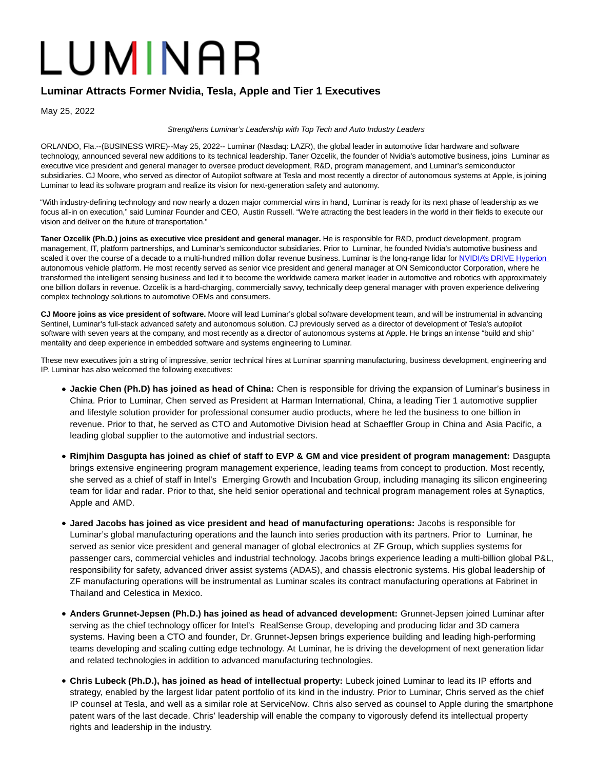# LUMINAR

## Luminar Attracts Former Nvidia, Tesla, Apple and Tier 1 Executives

May 25, 2022

*Strengthens Luminar's Leadership with Top Tech and Auto Industry Leaders*

ORLANDO, Fla.--(BUSINESS WIRE)--May 25, 2022-- Luminar (Nasdaq: LAZR), the global leader in automotive lidar hardware and software technology, announced several new additions to its technical leadership. Taner Ozcelik, the founder of Nvidia's automotive business, joins Luminar as executive vice president and general manager to oversee product development, R&D, program management, and Luminar's semiconductor subsidiaries. CJ Moore, who served as director of Autopilot software at Tesla and most recently a director of autonomous systems at Apple, is joining Luminar to lead its software program and realize its vision for next-generation safety and autonomy.

"With industry-defining technology and now nearly a dozen major commercial wins in hand, Luminar is ready for its next phase of leadership as we focus all-in on execution," said Luminar Founder and CEO, Austin Russell. "We're attracting the best leaders in the world in their fields to execute our vision and deliver on the future of transportation."

**Taner Ozcelik (Ph.D.) joins as executive vice president and general manager.** He is responsible for R&D, product development, program management, IT, platform partnerships, and Luminar's semiconductor subsidiaries. Prior to Luminar, he founded Nvidia's automotive business and scaled it over the course of a decade to a multi-hundred million dollar revenue business. Luminar is the long-range lidar for NVIDIA's DRIVE Hyperion autonomous vehicle platform. He most recently served as senior vice president and general manager at ON Semiconductor Corporation, where he transformed the intelligent sensing business and led it to become the worldwide camera market leader in automotive and robotics with approximately one billion dollars in revenue. Ozcelik is a hard-charging, commercially savvy, technically deep general manager with proven experience delivering complex technology solutions to automotive OEMs and consumers.

**CJ Moore joins as vice president of software.** Moore will lead Luminar's global software development team, and will be instrumental in advancing Sentinel, Luminar's full-stack advanced safety and autonomous solution. CJ previously served as a director of development of Tesla's autopilot software with seven years at the company, and most recently as a director of autonomous systems at Apple. He brings an intense "build and ship" mentality and deep experience in embedded software and systems engineering to Luminar.

These new executives join a string of impressive, senior technical hires at Luminar spanning manufacturing, business development, engineering and IP. Luminar has also welcomed the following executives:

- **Jackie Chen (Ph.D) has joined as head of China:** Chen is responsible for driving the expansion of Luminar's business in China. Prior to Luminar, Chen served as President at Harman International, China, a leading Tier 1 automotive supplier and lifestyle solution provider for professional consumer audio products, where he led the business to one billion in revenue. Prior to that, he served as CTO and Automotive Division head at Schaeffler Group in China and Asia Pacific, a leading global supplier to the automotive and industrial sectors.
- **Rimjhim Dasgupta has joined as chief of staff to EVP & GM and vice president of program management:** Dasgupta brings extensive engineering program management experience, leading teams from concept to production. Most recently, she served as a chief of staff in Intel's Emerging Growth and Incubation Group, including managing its silicon engineering team for lidar and radar. Prior to that, she held senior operational and technical program management roles at Synaptics, Apple and AMD.
- **Jared Jacobs has joined as vice president and head of manufacturing operations:** Jacobs is responsible for Luminar's global manufacturing operations and the launch into series production with its partners. Prior to Luminar, he served as senior vice president and general manager of global electronics at ZF Group, which supplies systems for passenger cars, commercial vehicles and industrial technology. Jacobs brings experience leading a multi-billion global P&L, responsibility for safety, advanced driver assist systems (ADAS), and chassis electronic systems. His global leadership of ZF manufacturing operations will be instrumental as Luminar scales its contract manufacturing operations at Fabrinet in Thailand and Celestica in Mexico.
- **Anders Grunnet-Jepsen (Ph.D.) has joined as head of advanced development:** Grunnet-Jepsen joined Luminar after serving as the chief technology officer for Intel's RealSense Group, developing and producing lidar and 3D camera systems. Having been a CTO and founder, Dr. Grunnet-Jepsen brings experience building and leading high-performing teams developing and scaling cutting edge technology. At Luminar, he is driving the development of next generation lidar and related technologies in addition to advanced manufacturing technologies.
- **Chris Lubeck (Ph.D.), has joined as head of intellectual property:** Lubeck joined Luminar to lead its IP efforts and strategy, enabled by the largest lidar patent portfolio of its kind in the industry. Prior to Luminar, Chris served as the chief IP counsel at Tesla, and well as a similar role at ServiceNow. Chris also served as counsel to Apple during the smartphone patent wars of the last decade. Chris' leadership will enable the company to vigorously defend its intellectual property rights and leadership in the industry.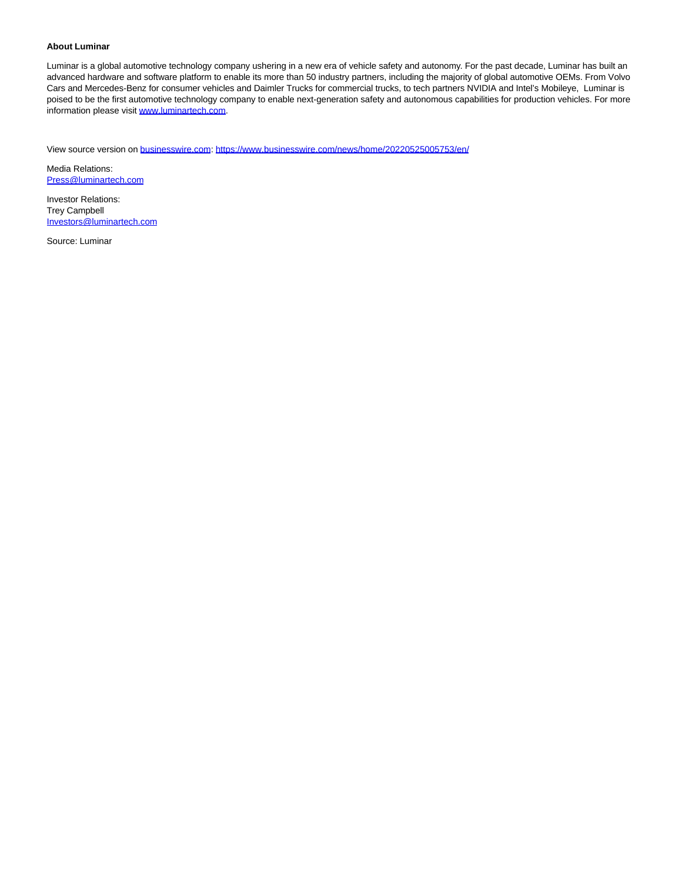**About Luminar**

Luminar is a global automotive technology company ushering in a new era of vehicle safety and autonomy. For the past decade, Luminar has built an advanced hardware and software platform to enable its more than 50 industry partners, including the majority of global automotive OEMs. From Volvo Cars and Mercedes-Benz for consumer vehicles and Daimler Trucks for commercial trucks, to tech partners NVIDIA and Intel's Mobileye, Luminar is poised to be the first automotive technology company to enable next-generation safety and autonomous capabilities for production vehicles. For more information please visit www.luminartech.com.

View source version on businesswire.com: https://www.businesswire.com/news/home/20220525005753/en/

Media Relations:
Press@luminartech.com

Investor Relations:
Trey Campbell
Investors@luminartech.com

Source: Luminar